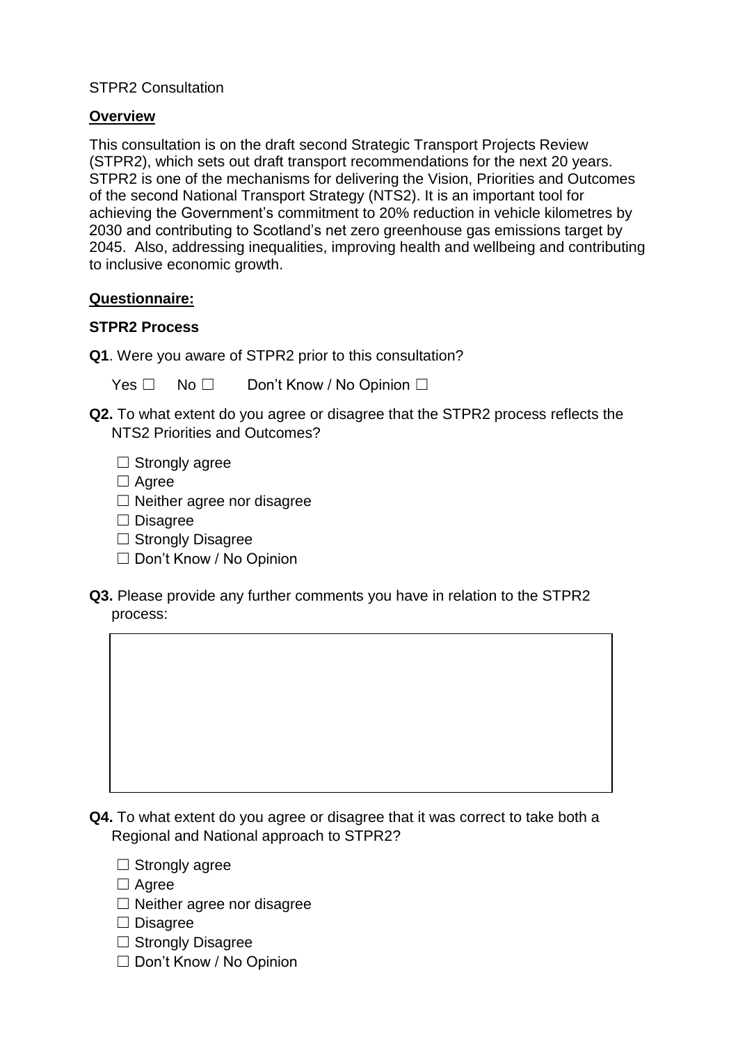STPR2 Consultation

**Overview**

This consultation is on the draft second Strategic Transport Projects Review (STPR2), which sets out draft transport recommendations for the next 20 years. STPR2 is one of the mechanisms for delivering the Vision, Priorities and Outcomes of the second National Transport Strategy (NTS2). It is an important tool for achieving the Government's commitment to 20% reduction in vehicle kilometres by 2030 and contributing to Scotland's net zero greenhouse gas emissions target by 2045. Also, addressing inequalities, improving health and wellbeing and contributing to inclusive economic growth.

**Questionnaire:**

**STPR2 Process**

**Q1**. Were you aware of STPR2 prior to this consultation?

Yes ☐ No ☐ Don't Know / No Opinion ☐

**Q2.** To what extent do you agree or disagree that the STPR2 process reflects the NTS2 Priorities and Outcomes?

☐ Strongly agree
☐ Agree
☐ Neither agree nor disagree
☐ Disagree
☐ Strongly Disagree
☐ Don't Know / No Opinion

**Q3.** Please provide any further comments you have in relation to the STPR2 process:

| |
|---|
| |

**Q4.** To what extent do you agree or disagree that it was correct to take both a Regional and National approach to STPR2?

☐ Strongly agree
☐ Agree
☐ Neither agree nor disagree
☐ Disagree
☐ Strongly Disagree
☐ Don't Know / No Opinion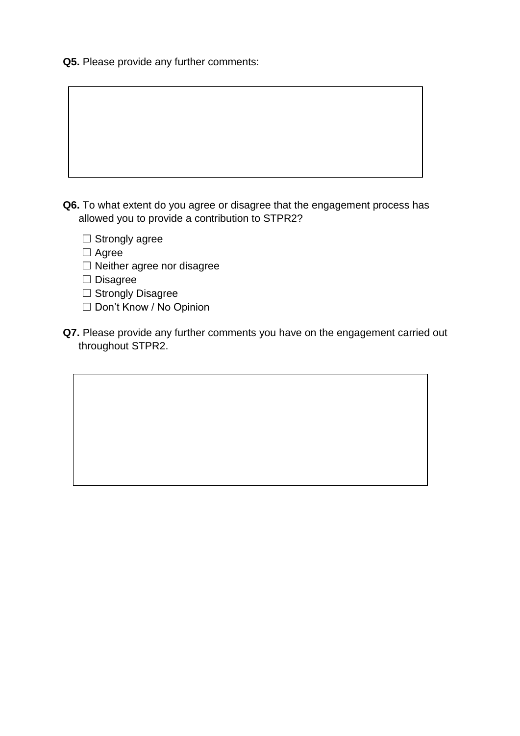**Q5.** Please provide any further comments:

**Q6.** To what extent do you agree or disagree that the engagement process has allowed you to provide a contribution to STPR2?

☐ Strongly agree
☐ Agree
☐ Neither agree nor disagree
☐ Disagree
☐ Strongly Disagree
☐ Don’t Know / No Opinion

**Q7.** Please provide any further comments you have on the engagement carried out throughout STPR2.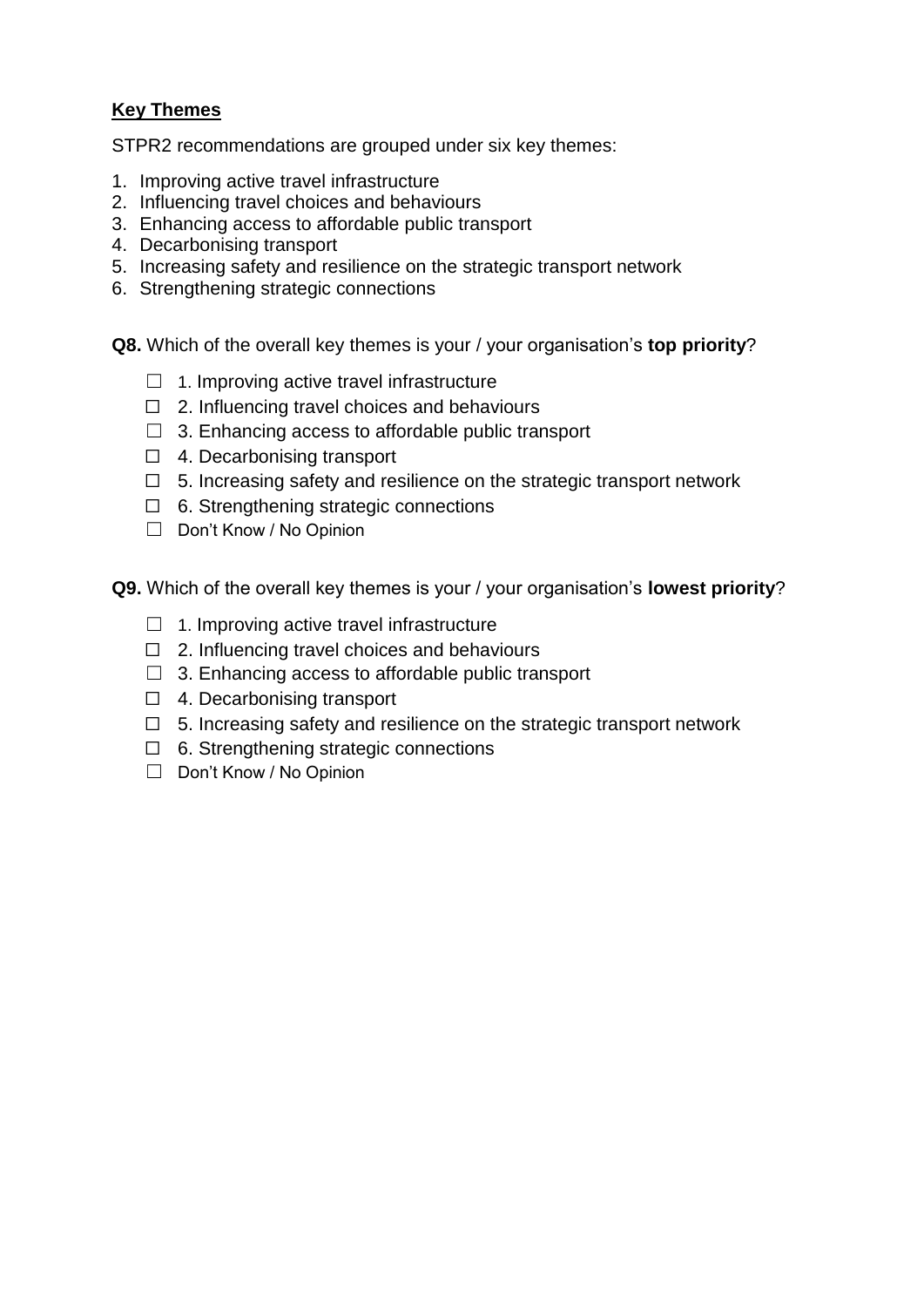**Key Themes**

STPR2 recommendations are grouped under six key themes:

1. Improving active travel infrastructure
2. Influencing travel choices and behaviours
3. Enhancing access to affordable public transport
4. Decarbonising transport
5. Increasing safety and resilience on the strategic transport network
6. Strengthening strategic connections

**Q8.** Which of the overall key themes is your / your organisation's **top priority**?

- ☐ 1. Improving active travel infrastructure
- ☐ 2. Influencing travel choices and behaviours
- ☐ 3. Enhancing access to affordable public transport
- ☐ 4. Decarbonising transport
- ☐ 5. Increasing safety and resilience on the strategic transport network
- ☐ 6. Strengthening strategic connections
- ☐ Don't Know / No Opinion

**Q9.** Which of the overall key themes is your / your organisation's **lowest priority**?

- ☐ 1. Improving active travel infrastructure
- ☐ 2. Influencing travel choices and behaviours
- ☐ 3. Enhancing access to affordable public transport
- ☐ 4. Decarbonising transport
- ☐ 5. Increasing safety and resilience on the strategic transport network
- ☐ 6. Strengthening strategic connections
- ☐ Don't Know / No Opinion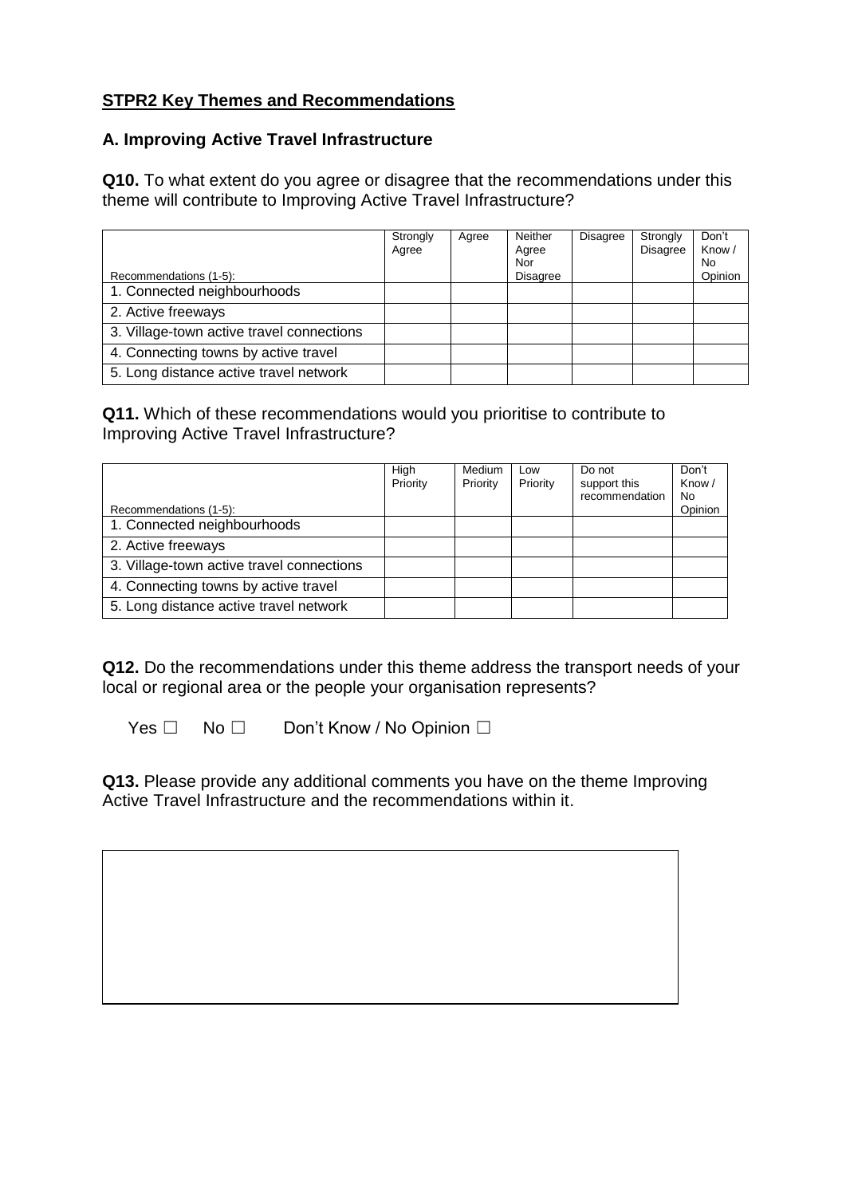**<u>STPR2 Key Themes and Recommendations</u>**

## A. Improving Active Travel Infrastructure

**Q10.** To what extent do you agree or disagree that the recommendations under this theme will contribute to Improving Active Travel Infrastructure?

| Recommendations (1-5): | Strongly Agree | Agree | Neither Agree Nor Disagree | Disagree | Strongly Disagree | Don't Know / No Opinion |
|---|---|---|---|---|---|---|
| 1. Connected neighbourhoods | | | | | | |
| 2. Active freeways | | | | | | |
| 3. Village-town active travel connections | | | | | | |
| 4. Connecting towns by active travel | | | | | | |
| 5. Long distance active travel network | | | | | | |

**Q11.** Which of these recommendations would you prioritise to contribute to Improving Active Travel Infrastructure?

| Recommendations (1-5): | High Priority | Medium Priority | Low Priority | Do not support this recommendation | Don't Know / No Opinion |
|---|---|---|---|---|---|
| 1. Connected neighbourhoods | | | | | |
| 2. Active freeways | | | | | |
| 3. Village-town active travel connections | | | | | |
| 4. Connecting towns by active travel | | | | | |
| 5. Long distance active travel network | | | | | |

**Q12.** Do the recommendations under this theme address the transport needs of your local or regional area or the people your organisation represents?

Yes ☐ No ☐ Don't Know / No Opinion ☐

**Q13.** Please provide any additional comments you have on the theme Improving Active Travel Infrastructure and the recommendations within it.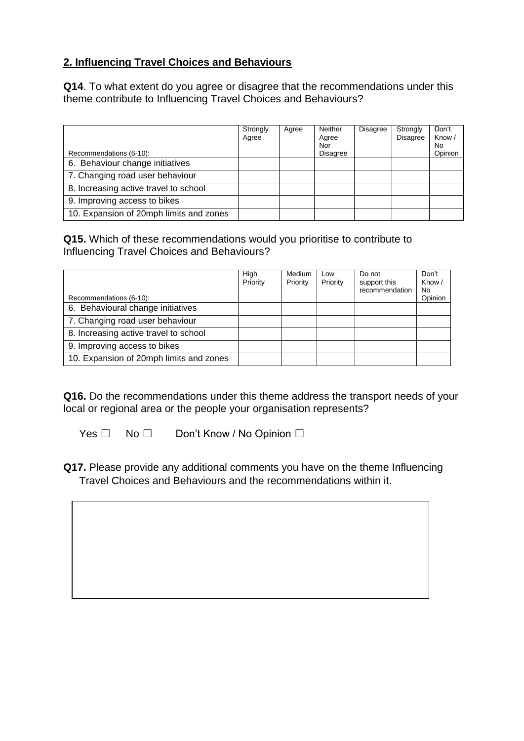## 2. Influencing Travel Choices and Behaviours

**Q14**. To what extent do you agree or disagree that the recommendations under this theme contribute to Influencing Travel Choices and Behaviours?

| Recommendations (6-10): | Strongly Agree | Agree | Neither Agree Nor Disagree | Disagree | Strongly Disagree | Don't Know / No Opinion |
|---|---|---|---|---|---|---|
| 6. Behaviour change initiatives | | | | | | |
| 7. Changing road user behaviour | | | | | | |
| 8. Increasing active travel to school | | | | | | |
| 9. Improving access to bikes | | | | | | |
| 10. Expansion of 20mph limits and zones | | | | | | |

**Q15.** Which of these recommendations would you prioritise to contribute to Influencing Travel Choices and Behaviours?

| Recommendations (6-10): | High Priority | Medium Priority | Low Priority | Do not support this recommendation | Don't Know / No Opinion |
|---|---|---|---|---|---|
| 6. Behavioural change initiatives | | | | | |
| 7. Changing road user behaviour | | | | | |
| 8. Increasing active travel to school | | | | | |
| 9. Improving access to bikes | | | | | |
| 10. Expansion of 20mph limits and zones | | | | | |

**Q16.** Do the recommendations under this theme address the transport needs of your local or regional area or the people your organisation represents?

Yes ☐ No ☐ Don't Know / No Opinion ☐

**Q17.** Please provide any additional comments you have on the theme Influencing Travel Choices and Behaviours and the recommendations within it.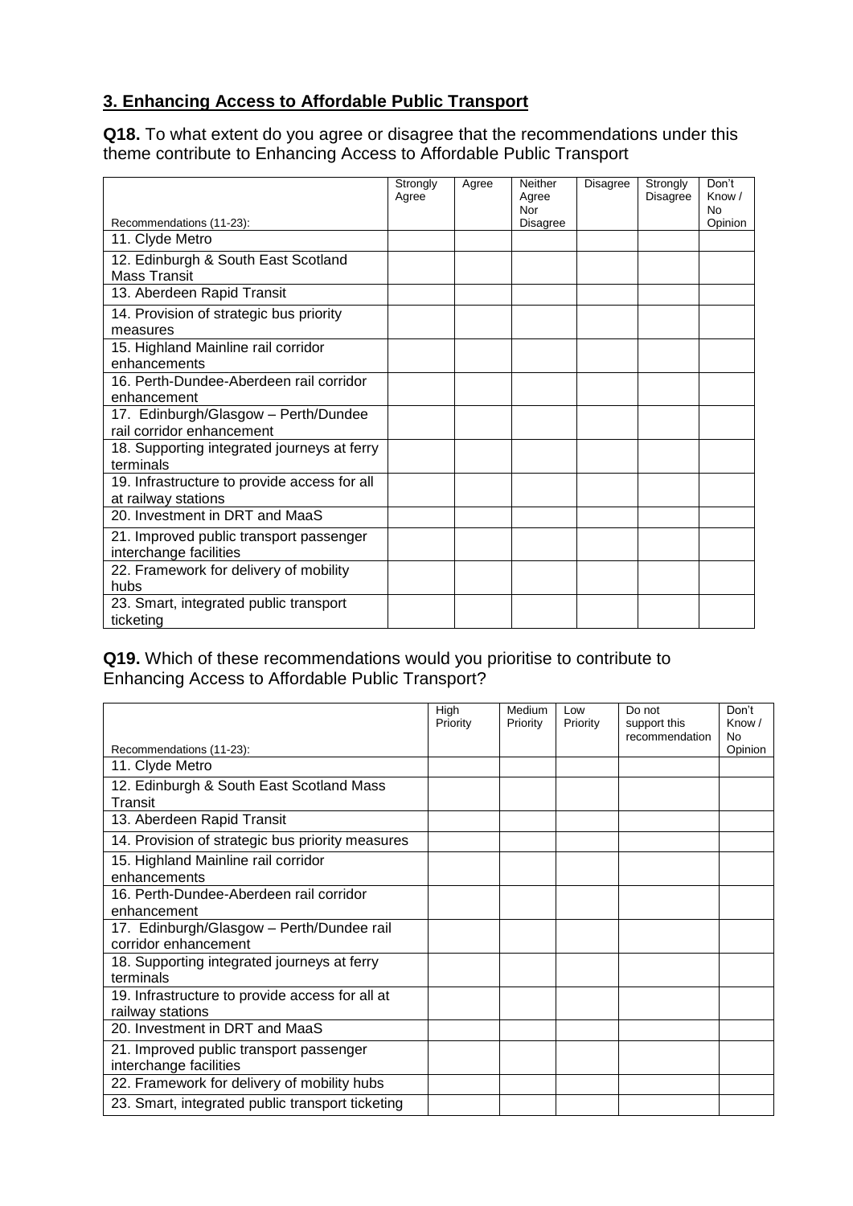## 3. Enhancing Access to Affordable Public Transport

**Q18.** To what extent do you agree or disagree that the recommendations under this theme contribute to Enhancing Access to Affordable Public Transport

| Recommendations (11-23): | Strongly Agree | Agree | Neither Agree Nor Disagree | Disagree | Strongly Disagree | Don't Know / No Opinion |
|---|---|---|---|---|---|---|
| 11. Clyde Metro | | | | | | |
| 12. Edinburgh & South East Scotland Mass Transit | | | | | | |
| 13. Aberdeen Rapid Transit | | | | | | |
| 14. Provision of strategic bus priority measures | | | | | | |
| 15. Highland Mainline rail corridor enhancements | | | | | | |
| 16. Perth-Dundee-Aberdeen rail corridor enhancement | | | | | | |
| 17. Edinburgh/Glasgow – Perth/Dundee rail corridor enhancement | | | | | | |
| 18. Supporting integrated journeys at ferry terminals | | | | | | |
| 19. Infrastructure to provide access for all at railway stations | | | | | | |
| 20. Investment in DRT and MaaS | | | | | | |
| 21. Improved public transport passenger interchange facilities | | | | | | |
| 22. Framework for delivery of mobility hubs | | | | | | |
| 23. Smart, integrated public transport ticketing | | | | | | |

**Q19.** Which of these recommendations would you prioritise to contribute to Enhancing Access to Affordable Public Transport?

| Recommendations (11-23): | High Priority | Medium Priority | Low Priority | Do not support this recommendation | Don't Know / No Opinion |
|---|---|---|---|---|---|
| 11. Clyde Metro | | | | | |
| 12. Edinburgh & South East Scotland Mass Transit | | | | | |
| 13. Aberdeen Rapid Transit | | | | | |
| 14. Provision of strategic bus priority measures | | | | | |
| 15. Highland Mainline rail corridor enhancements | | | | | |
| 16. Perth-Dundee-Aberdeen rail corridor enhancement | | | | | |
| 17. Edinburgh/Glasgow – Perth/Dundee rail corridor enhancement | | | | | |
| 18. Supporting integrated journeys at ferry terminals | | | | | |
| 19. Infrastructure to provide access for all at railway stations | | | | | |
| 20. Investment in DRT and MaaS | | | | | |
| 21. Improved public transport passenger interchange facilities | | | | | |
| 22. Framework for delivery of mobility hubs | | | | | |
| 23. Smart, integrated public transport ticketing | | | | | |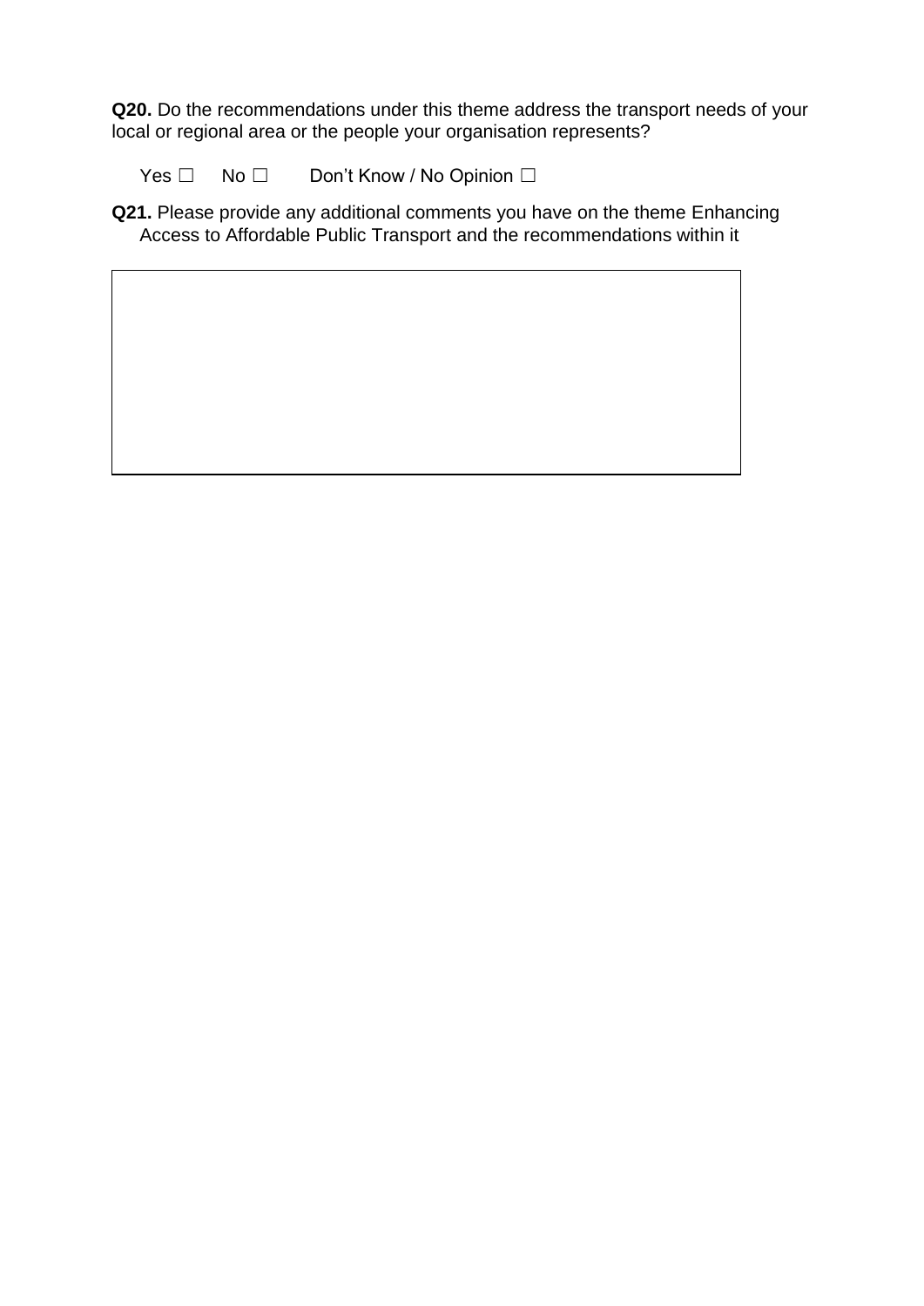**Q20.** Do the recommendations under this theme address the transport needs of your local or regional area or the people your organisation represents?

Yes ☐ No ☐ Don't Know / No Opinion ☐

**Q21.** Please provide any additional comments you have on the theme Enhancing Access to Affordable Public Transport and the recommendations within it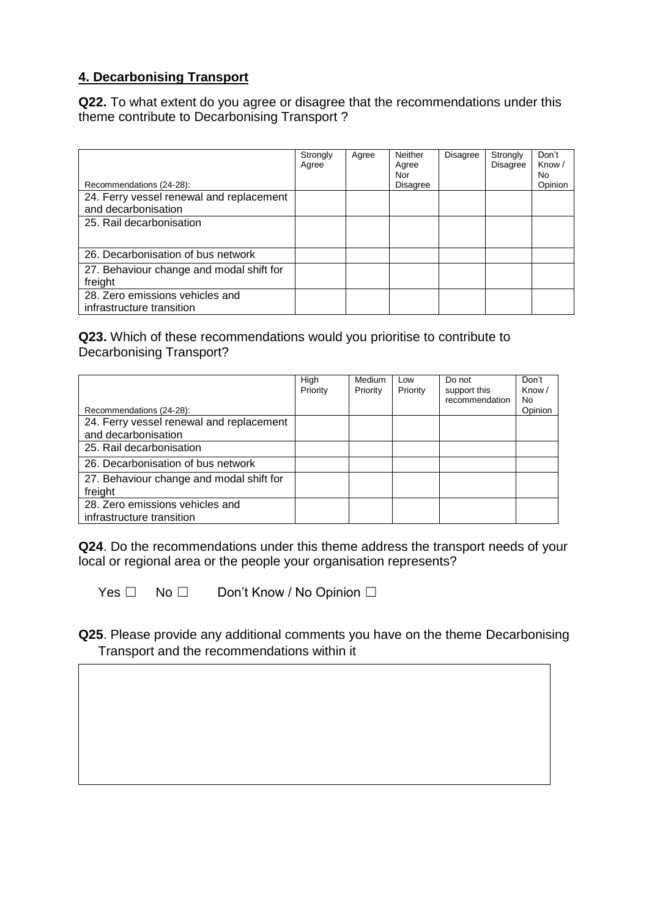## 4. Decarbonising Transport

**Q22.** To what extent do you agree or disagree that the recommendations under this theme contribute to Decarbonising Transport ?

| Recommendations (24-28): | Strongly Agree | Agree | Neither Agree Nor Disagree | Disagree | Strongly Disagree | Don't Know / No Opinion |
|---|---|---|---|---|---|---|
| 24. Ferry vessel renewal and replacement and decarbonisation | | | | | | |
| 25. Rail decarbonisation | | | | | | |
| 26. Decarbonisation of bus network | | | | | | |
| 27. Behaviour change and modal shift for freight | | | | | | |
| 28. Zero emissions vehicles and infrastructure transition | | | | | | |

**Q23.** Which of these recommendations would you prioritise to contribute to Decarbonising Transport?

| Recommendations (24-28): | High Priority | Medium Priority | Low Priority | Do not support this recommendation | Don't Know / No Opinion |
|---|---|---|---|---|---|
| 24. Ferry vessel renewal and replacement and decarbonisation | | | | | |
| 25. Rail decarbonisation | | | | | |
| 26. Decarbonisation of bus network | | | | | |
| 27. Behaviour change and modal shift for freight | | | | | |
| 28. Zero emissions vehicles and infrastructure transition | | | | | |

**Q24**. Do the recommendations under this theme address the transport needs of your local or regional area or the people your organisation represents?

Yes ☐ No ☐ Don't Know / No Opinion ☐

**Q25**. Please provide any additional comments you have on the theme Decarbonising Transport and the recommendations within it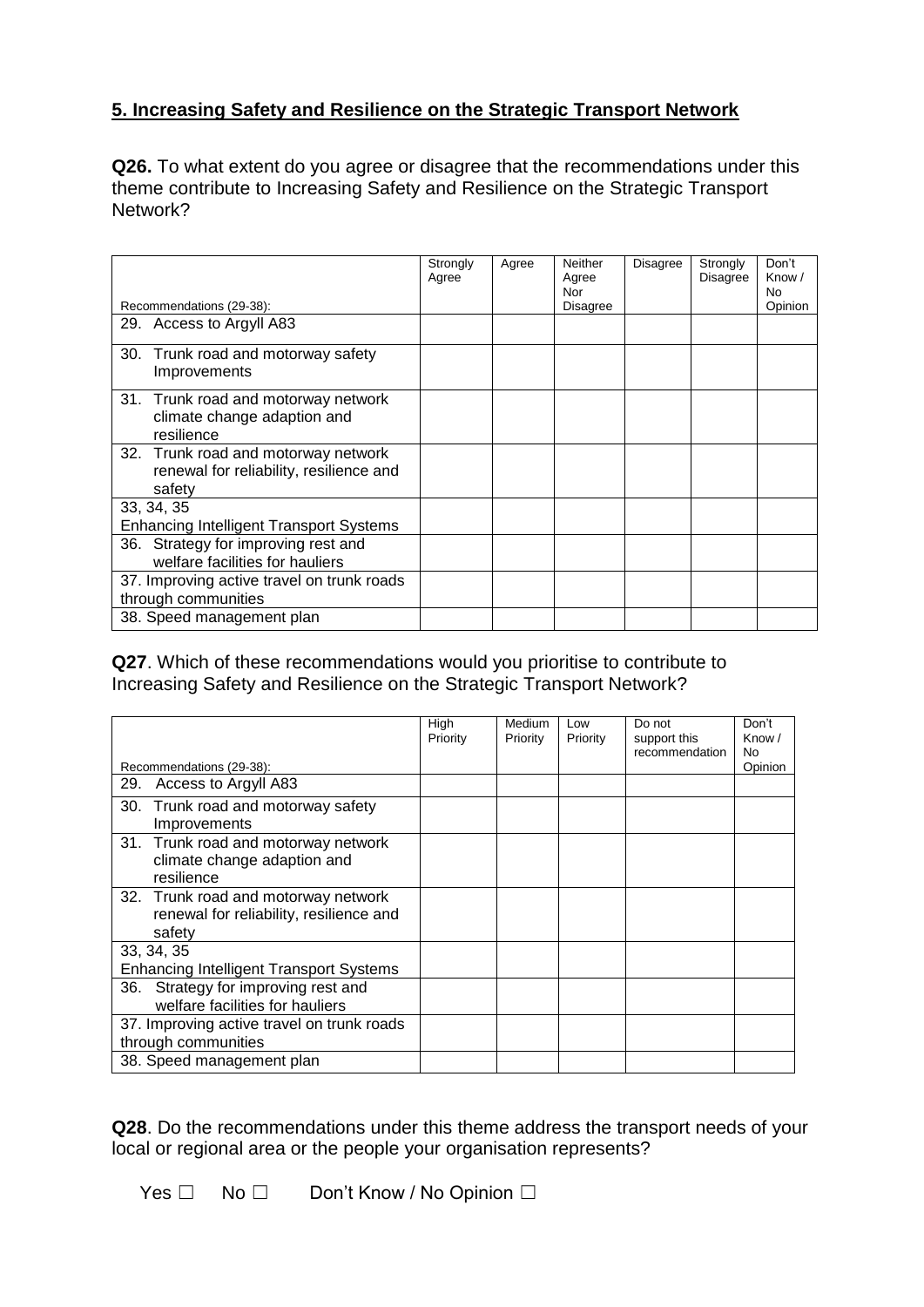## 5. Increasing Safety and Resilience on the Strategic Transport Network

**Q26.** To what extent do you agree or disagree that the recommendations under this theme contribute to Increasing Safety and Resilience on the Strategic Transport Network?

| Recommendations (29-38): | Strongly Agree | Agree | Neither Agree Nor Disagree | Disagree | Strongly Disagree | Don't Know / No Opinion |
|---|---|---|---|---|---|---|
| 29. Access to Argyll A83 | | | | | | |
| 30. Trunk road and motorway safety Improvements | | | | | | |
| 31. Trunk road and motorway network climate change adaption and resilience | | | | | | |
| 32. Trunk road and motorway network renewal for reliability, resilience and safety | | | | | | |
| 33, 34, 35 Enhancing Intelligent Transport Systems | | | | | | |
| 36. Strategy for improving rest and welfare facilities for hauliers | | | | | | |
| 37. Improving active travel on trunk roads through communities | | | | | | |
| 38. Speed management plan | | | | | | |

**Q27**. Which of these recommendations would you prioritise to contribute to Increasing Safety and Resilience on the Strategic Transport Network?

| Recommendations (29-38): | High Priority | Medium Priority | Low Priority | Do not support this recommendation | Don't Know / No Opinion |
|---|---|---|---|---|---|
| 29. Access to Argyll A83 | | | | | |
| 30. Trunk road and motorway safety Improvements | | | | | |
| 31. Trunk road and motorway network climate change adaption and resilience | | | | | |
| 32. Trunk road and motorway network renewal for reliability, resilience and safety | | | | | |
| 33, 34, 35 Enhancing Intelligent Transport Systems | | | | | |
| 36. Strategy for improving rest and welfare facilities for hauliers | | | | | |
| 37. Improving active travel on trunk roads through communities | | | | | |
| 38. Speed management plan | | | | | |

**Q28**. Do the recommendations under this theme address the transport needs of your local or regional area or the people your organisation represents?

Yes ☐ No ☐ Don't Know / No Opinion ☐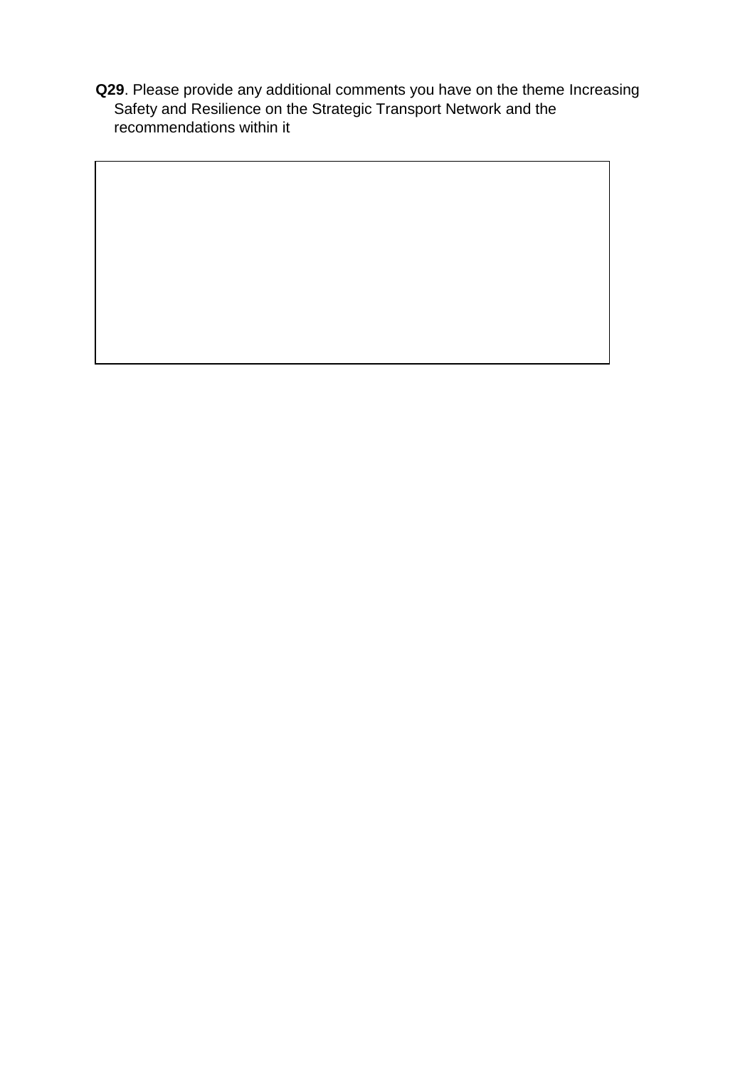**Q29**. Please provide any additional comments you have on the theme Increasing Safety and Resilience on the Strategic Transport Network and the recommendations within it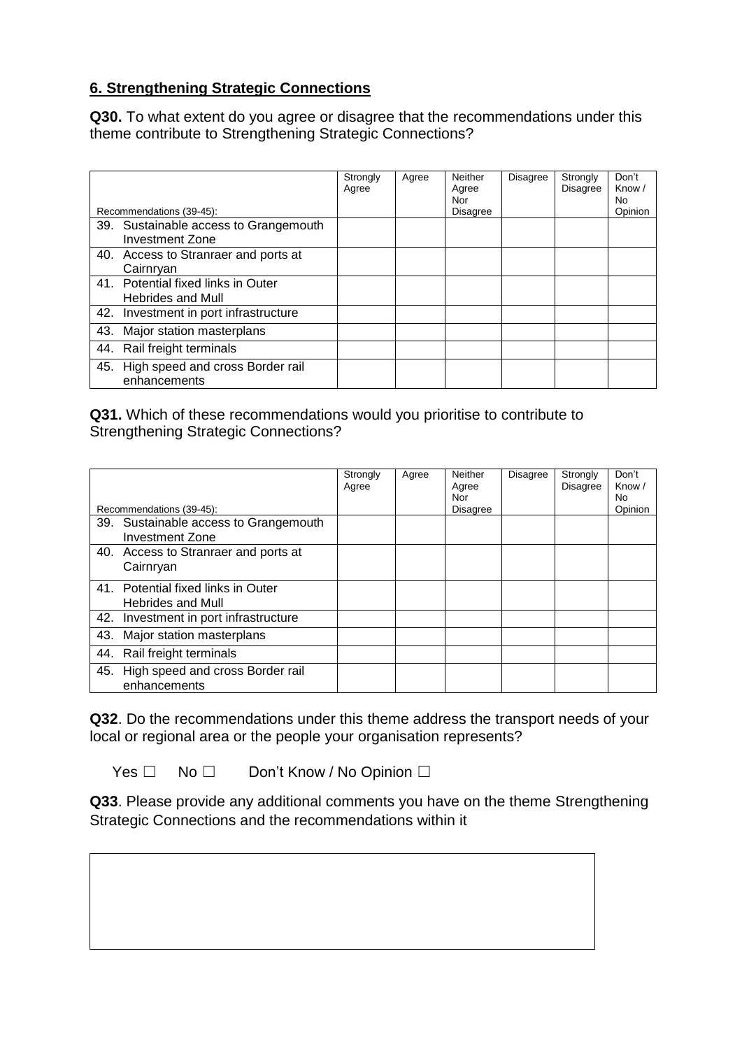### 6. Strengthening Strategic Connections

**Q30.** To what extent do you agree or disagree that the recommendations under this theme contribute to Strengthening Strategic Connections?

| Recommendations (39-45): | Strongly Agree | Agree | Neither Agree Nor Disagree | Disagree | Strongly Disagree | Don't Know / No Opinion |
|---|---|---|---|---|---|---|
| 39. Sustainable access to Grangemouth Investment Zone | | | | | | |
| 40. Access to Stranraer and ports at Cairnryan | | | | | | |
| 41. Potential fixed links in Outer Hebrides and Mull | | | | | | |
| 42. Investment in port infrastructure | | | | | | |
| 43. Major station masterplans | | | | | | |
| 44. Rail freight terminals | | | | | | |
| 45. High speed and cross Border rail enhancements | | | | | | |

**Q31.** Which of these recommendations would you prioritise to contribute to Strengthening Strategic Connections?

| Recommendations (39-45): | Strongly Agree | Agree | Neither Agree Nor Disagree | Disagree | Strongly Disagree | Don't Know / No Opinion |
|---|---|---|---|---|---|---|
| 39. Sustainable access to Grangemouth Investment Zone | | | | | | |
| 40. Access to Stranraer and ports at Cairnryan | | | | | | |
| 41. Potential fixed links in Outer Hebrides and Mull | | | | | | |
| 42. Investment in port infrastructure | | | | | | |
| 43. Major station masterplans | | | | | | |
| 44. Rail freight terminals | | | | | | |
| 45. High speed and cross Border rail enhancements | | | | | | |

**Q32**. Do the recommendations under this theme address the transport needs of your local or regional area or the people your organisation represents?

Yes ☐ No ☐ Don't Know / No Opinion ☐

**Q33**. Please provide any additional comments you have on the theme Strengthening Strategic Connections and the recommendations within it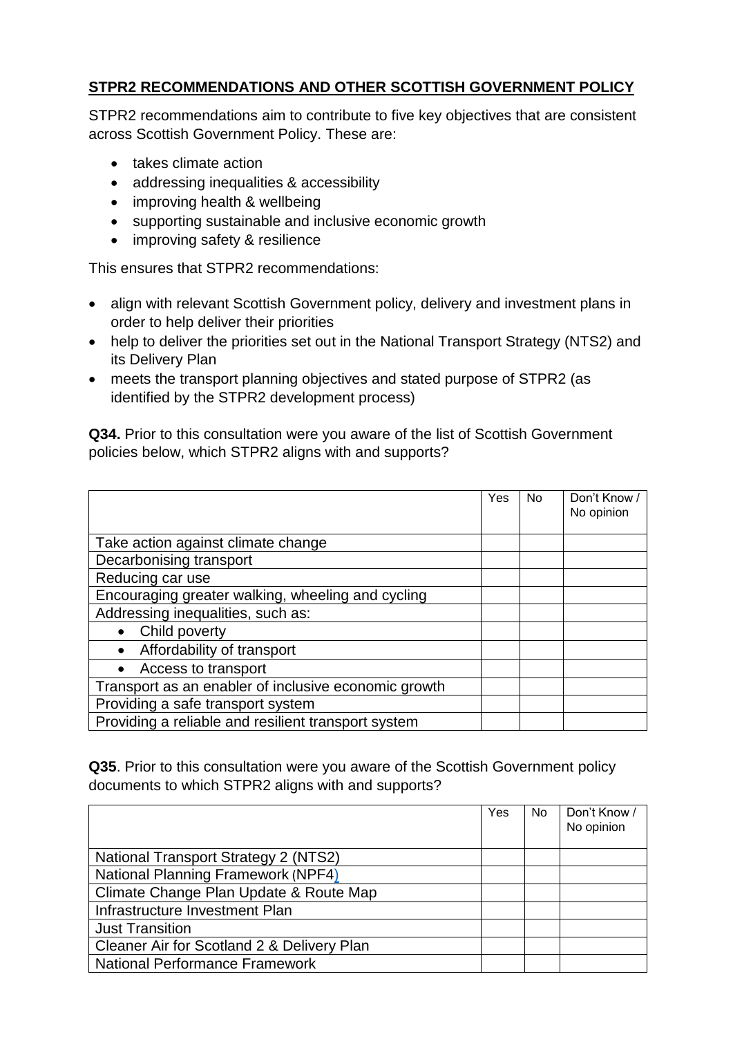## STPR2 RECOMMENDATIONS AND OTHER SCOTTISH GOVERNMENT POLICY

STPR2 recommendations aim to contribute to five key objectives that are consistent across Scottish Government Policy. These are:

- takes climate action
- addressing inequalities & accessibility
- improving health & wellbeing
- supporting sustainable and inclusive economic growth
- improving safety & resilience

This ensures that STPR2 recommendations:

- align with relevant Scottish Government policy, delivery and investment plans in order to help deliver their priorities
- help to deliver the priorities set out in the National Transport Strategy (NTS2) and its Delivery Plan
- meets the transport planning objectives and stated purpose of STPR2 (as identified by the STPR2 development process)

**Q34.** Prior to this consultation were you aware of the list of Scottish Government policies below, which STPR2 aligns with and supports?

| | Yes | No | Don't Know / No opinion |
|---|---|---|---|
| Take action against climate change | | | |
| Decarbonising transport | | | |
| Reducing car use | | | |
| Encouraging greater walking, wheeling and cycling | | | |
| Addressing inequalities, such as: | | | |
| • Child poverty | | | |
| • Affordability of transport | | | |
| • Access to transport | | | |
| Transport as an enabler of inclusive economic growth | | | |
| Providing a safe transport system | | | |
| Providing a reliable and resilient transport system | | | |

**Q35**. Prior to this consultation were you aware of the Scottish Government policy documents to which STPR2 aligns with and supports?

| | Yes | No | Don't Know / No opinion |
|---|---|---|---|
| National Transport Strategy 2 (NTS2) | | | |
| National Planning Framework (NPF4) | | | |
| Climate Change Plan Update & Route Map | | | |
| Infrastructure Investment Plan | | | |
| Just Transition | | | |
| Cleaner Air for Scotland 2 & Delivery Plan | | | |
| National Performance Framework | | | |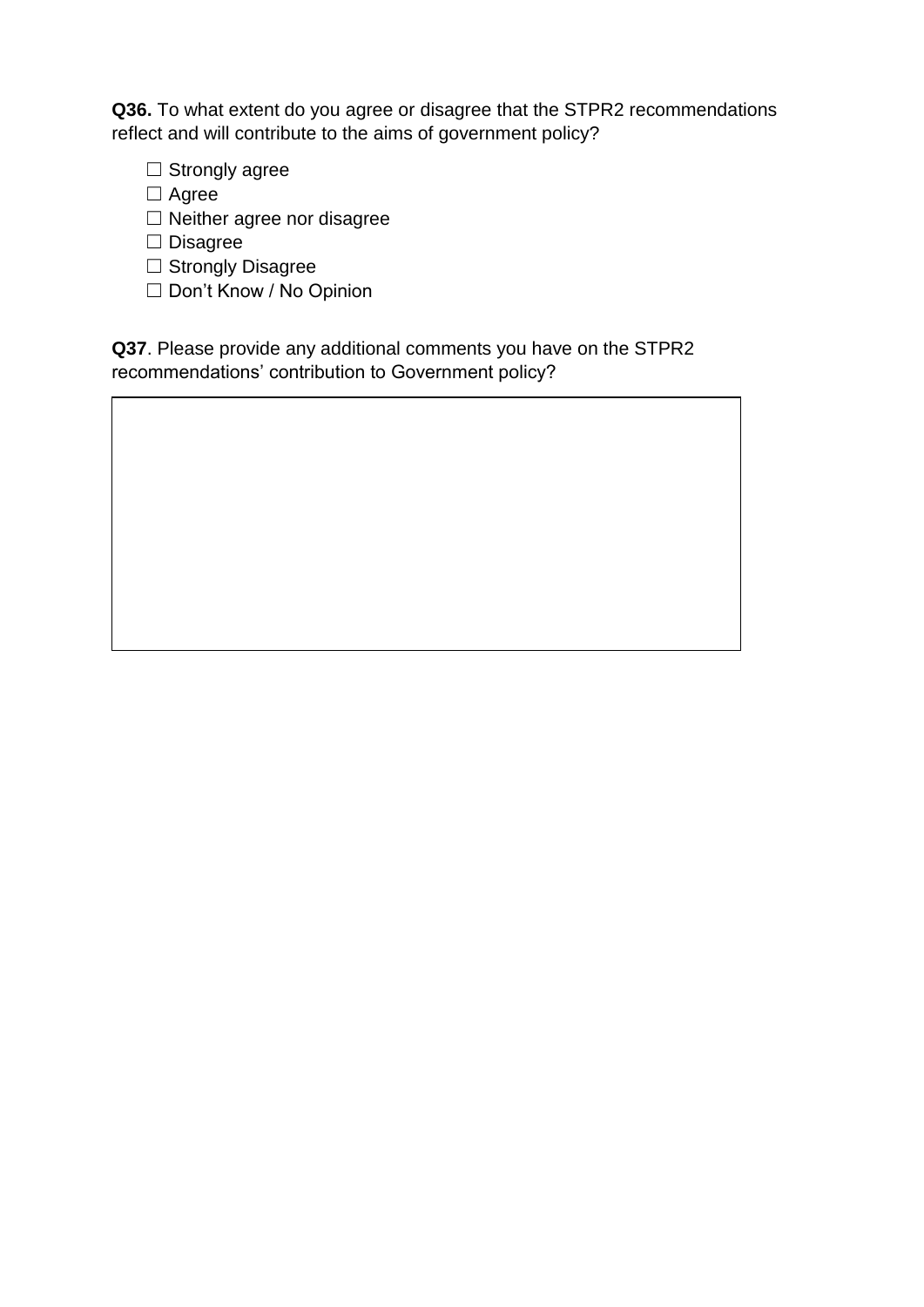**Q36.** To what extent do you agree or disagree that the STPR2 recommendations reflect and will contribute to the aims of government policy?

☐ Strongly agree
☐ Agree
☐ Neither agree nor disagree
☐ Disagree
☐ Strongly Disagree
☐ Don’t Know / No Opinion

**Q37**. Please provide any additional comments you have on the STPR2 recommendations’ contribution to Government policy?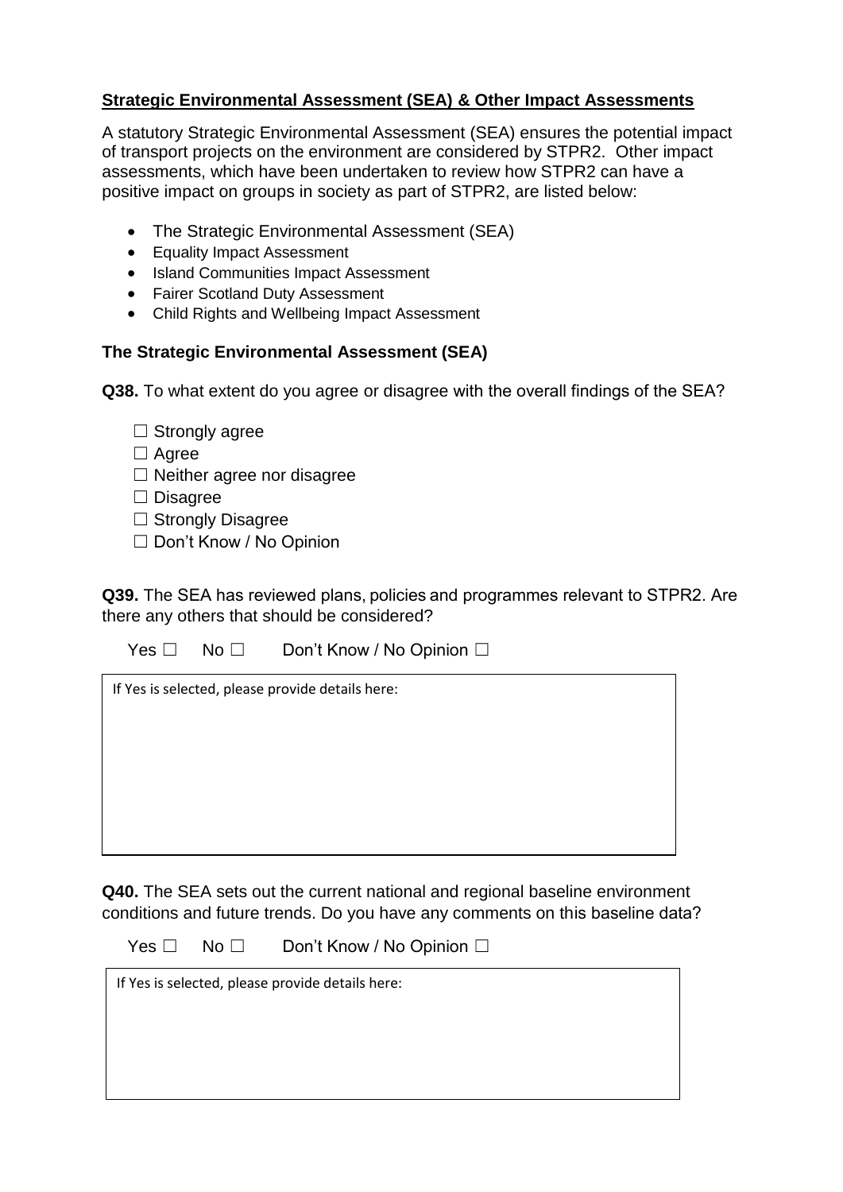## Strategic Environmental Assessment (SEA) & Other Impact Assessments

A statutory Strategic Environmental Assessment (SEA) ensures the potential impact of transport projects on the environment are considered by STPR2. Other impact assessments, which have been undertaken to review how STPR2 can have a positive impact on groups in society as part of STPR2, are listed below:

- The Strategic Environmental Assessment (SEA)
- Equality Impact Assessment
- Island Communities Impact Assessment
- Fairer Scotland Duty Assessment
- Child Rights and Wellbeing Impact Assessment

### The Strategic Environmental Assessment (SEA)

**Q38.** To what extent do you agree or disagree with the overall findings of the SEA?

☐ Strongly agree
☐ Agree
☐ Neither agree nor disagree
☐ Disagree
☐ Strongly Disagree
☐ Don't Know / No Opinion

**Q39.** The SEA has reviewed plans, policies and programmes relevant to STPR2. Are there any others that should be considered?

Yes ☐ No ☐ Don't Know / No Opinion ☐

If Yes is selected, please provide details here:

**Q40.** The SEA sets out the current national and regional baseline environment conditions and future trends. Do you have any comments on this baseline data?

Yes ☐ No ☐ Don't Know / No Opinion ☐

If Yes is selected, please provide details here: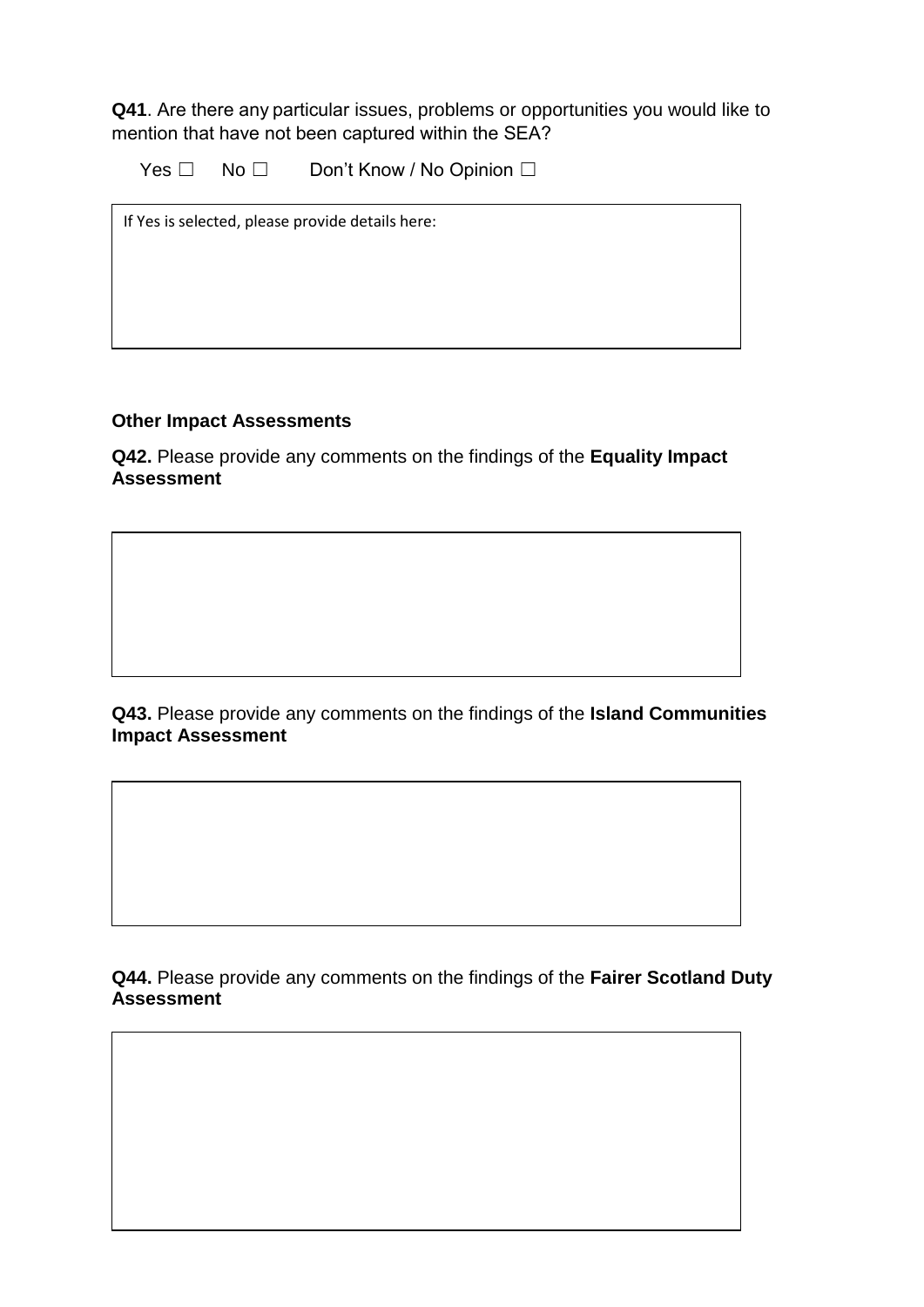**Q41**. Are there any particular issues, problems or opportunities you would like to mention that have not been captured within the SEA?

Yes ☐ No ☐ Don't Know / No Opinion ☐

If Yes is selected, please provide details here:

### Other Impact Assessments

**Q42.** Please provide any comments on the findings of the **Equality Impact Assessment**

**Q43.** Please provide any comments on the findings of the **Island Communities Impact Assessment**

**Q44.** Please provide any comments on the findings of the **Fairer Scotland Duty Assessment**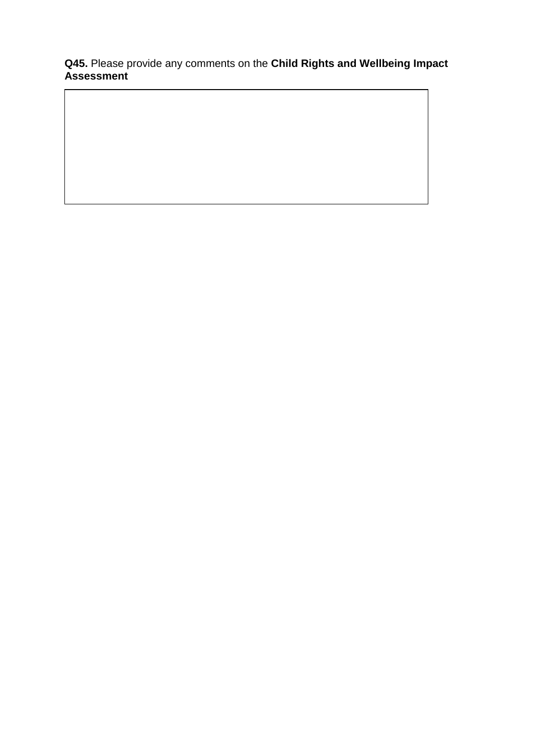**Q45.** Please provide any comments on the **Child Rights and Wellbeing Impact Assessment**

|  |
|---|
|  |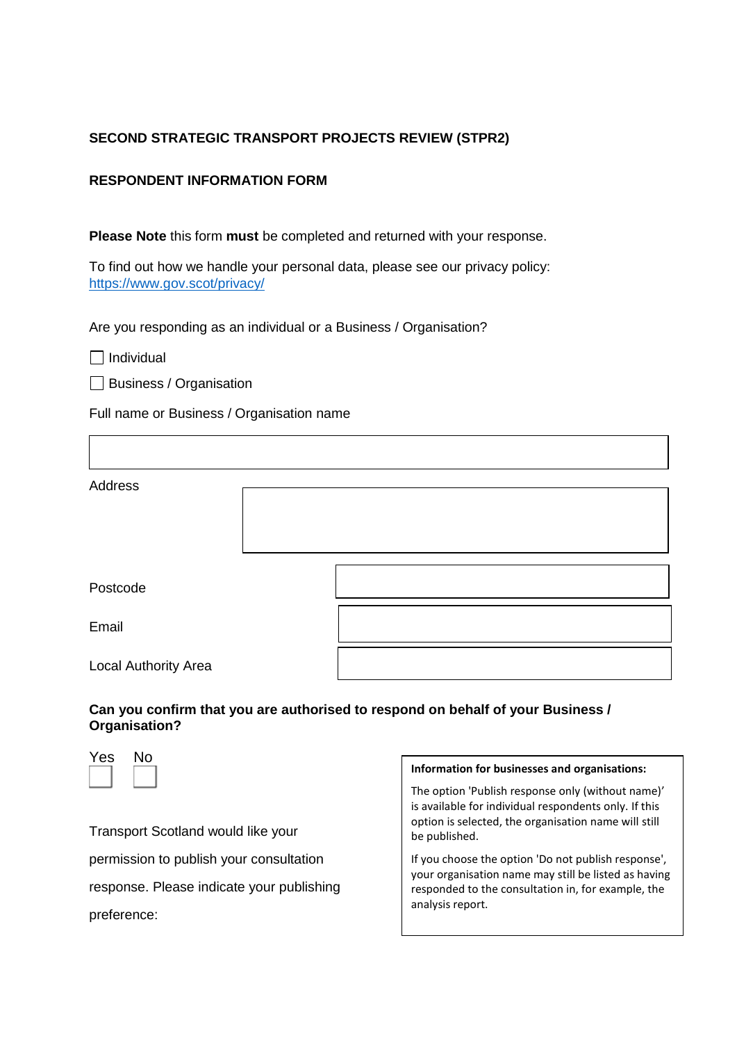**SECOND STRATEGIC TRANSPORT PROJECTS REVIEW (STPR2)**

**RESPONDENT INFORMATION FORM**

**Please Note** this form **must** be completed and returned with your response.

To find out how we handle your personal data, please see our privacy policy: https://www.gov.scot/privacy/

Are you responding as an individual or a Business / Organisation?

☐ Individual

☐ Business / Organisation

Full name or Business / Organisation name

| |
|---|
| |

| | |
|---|---|
| Address | |
| Postcode | |
| Email | |
| Local Authority Area | |

**Can you confirm that you are authorised to respond on behalf of your Business / Organisation?**

Yes ☐ No ☐

Transport Scotland would like your permission to publish your consultation response. Please indicate your publishing preference:

> **Information for businesses and organisations:**
>
> The option 'Publish response only (without name)' is available for individual respondents only. If this option is selected, the organisation name will still be published.
>
> If you choose the option 'Do not publish response', your organisation name may still be listed as having responded to the consultation in, for example, the analysis report.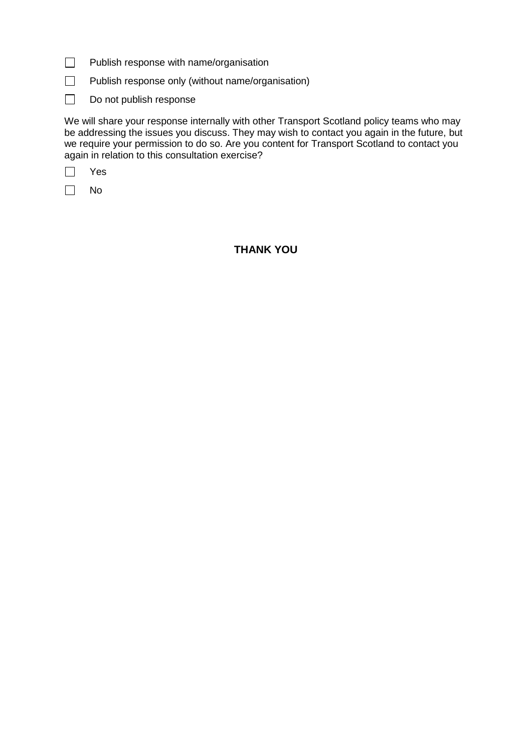- [ ] Publish response with name/organisation
- [ ] Publish response only (without name/organisation)
- [ ] Do not publish response

We will share your response internally with other Transport Scotland policy teams who may be addressing the issues you discuss. They may wish to contact you again in the future, but we require your permission to do so. Are you content for Transport Scotland to contact you again in relation to this consultation exercise?

- [ ] Yes
- [ ] No

**THANK YOU**